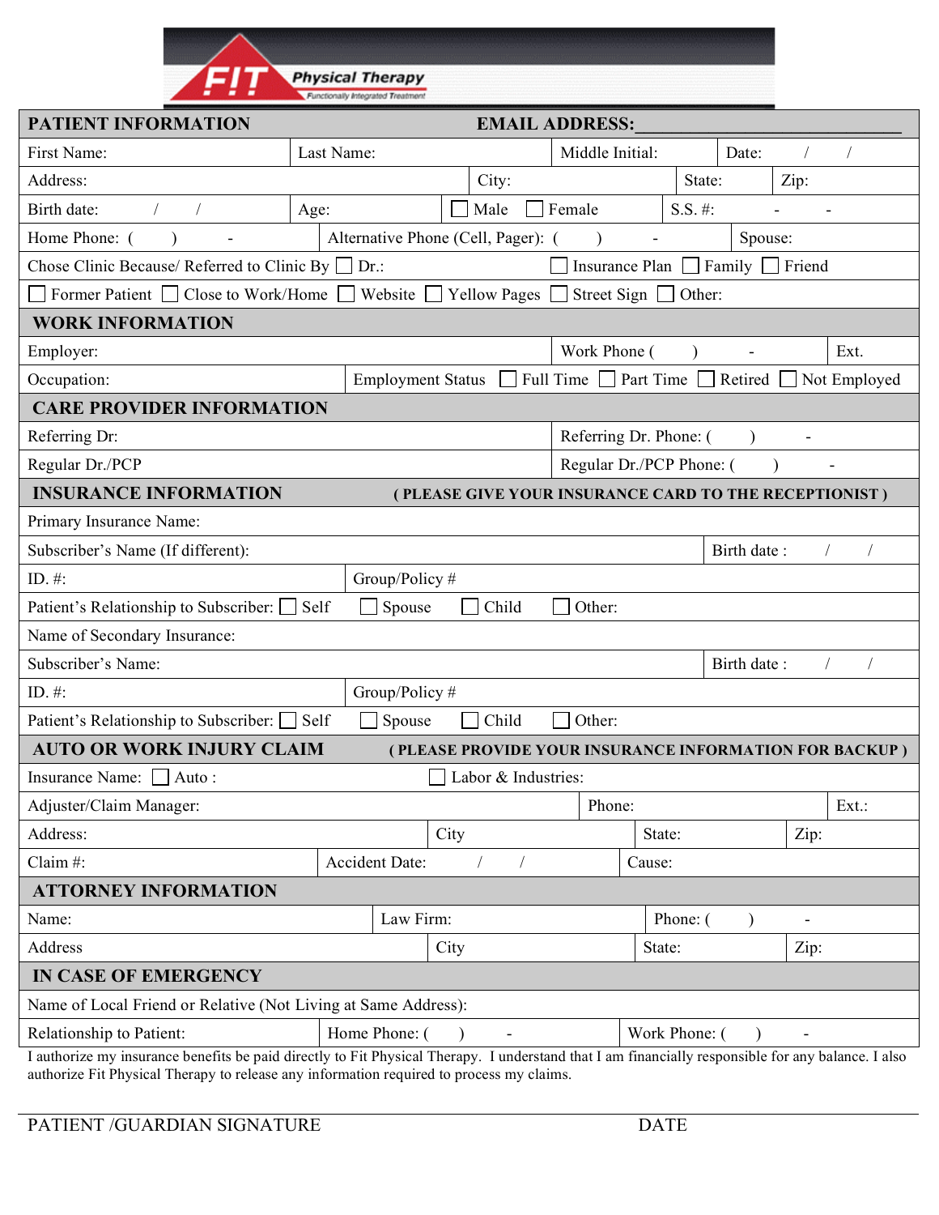FIT Physical Therapy

*Functionally Integrated Treatment*

## PATIENT INFORMATION

**EMAIL ADDRESS:** ___________________________

| | | | |
|---|---|---|---|
| First Name: | Last Name: | Middle Initial: | Date: / / |
| Address: | City: | State: | Zip: |
| Birth date: / / | Age: | ☐ Male ☐ Female | S.S. #: - - |
| Home Phone: ( ) - | Alternative Phone (Cell, Pager): ( ) - | Spouse: | |

Chose Clinic Because/ Referred to Clinic By ☐ Dr.: ☐ Insurance Plan ☐ Family ☐ Friend

☐ Former Patient ☐ Close to Work/Home ☐ Website ☐ Yellow Pages ☐ Street Sign ☐ Other:

## WORK INFORMATION

| | | |
|---|---|---|
| Employer: | Work Phone ( ) - | Ext. |
| Occupation: | Employment Status ☐ Full Time ☐ Part Time ☐ Retired ☐ Not Employed | |

## CARE PROVIDER INFORMATION

| | |
|---|---|
| Referring Dr: | Referring Dr. Phone: ( ) - |
| Regular Dr./PCP | Regular Dr./PCP Phone: ( ) - |

## INSURANCE INFORMATION

**( PLEASE GIVE YOUR INSURANCE CARD TO THE RECEPTIONIST )**

Primary Insurance Name:

| | |
|---|---|
| Subscriber's Name (If different): | Birth date : / / |
| ID. #: | Group/Policy # |

Patient's Relationship to Subscriber: ☐ Self ☐ Spouse ☐ Child ☐ Other:

Name of Secondary Insurance:

| | |
|---|---|
| Subscriber's Name: | Birth date : / / |
| ID. #: | Group/Policy # |

Patient's Relationship to Subscriber: ☐ Self ☐ Spouse ☐ Child ☐ Other:

## AUTO OR WORK INJURY CLAIM

**( PLEASE PROVIDE YOUR INSURANCE INFORMATION FOR BACKUP )**

Insurance Name: ☐ Auto : ☐ Labor & Industries:

| | | | |
|---|---|---|---|
| Adjuster/Claim Manager: | Phone: | Ext.: | |
| Address: | City | State: | Zip: |
| Claim #: | Accident Date: / / | Cause: | |

## ATTORNEY INFORMATION

| | | | |
|---|---|---|---|
| Name: | Law Firm: | Phone: ( ) - | |
| Address | City | State: | Zip: |

## IN CASE OF EMERGENCY

Name of Local Friend or Relative (Not Living at Same Address):

| | | |
|---|---|---|
| Relationship to Patient: | Home Phone: ( ) - | Work Phone: ( ) - |

I authorize my insurance benefits be paid directly to Fit Physical Therapy. I understand that I am financially responsible for any balance. I also authorize Fit Physical Therapy to release any information required to process my claims.

PATIENT /GUARDIAN SIGNATURE DATE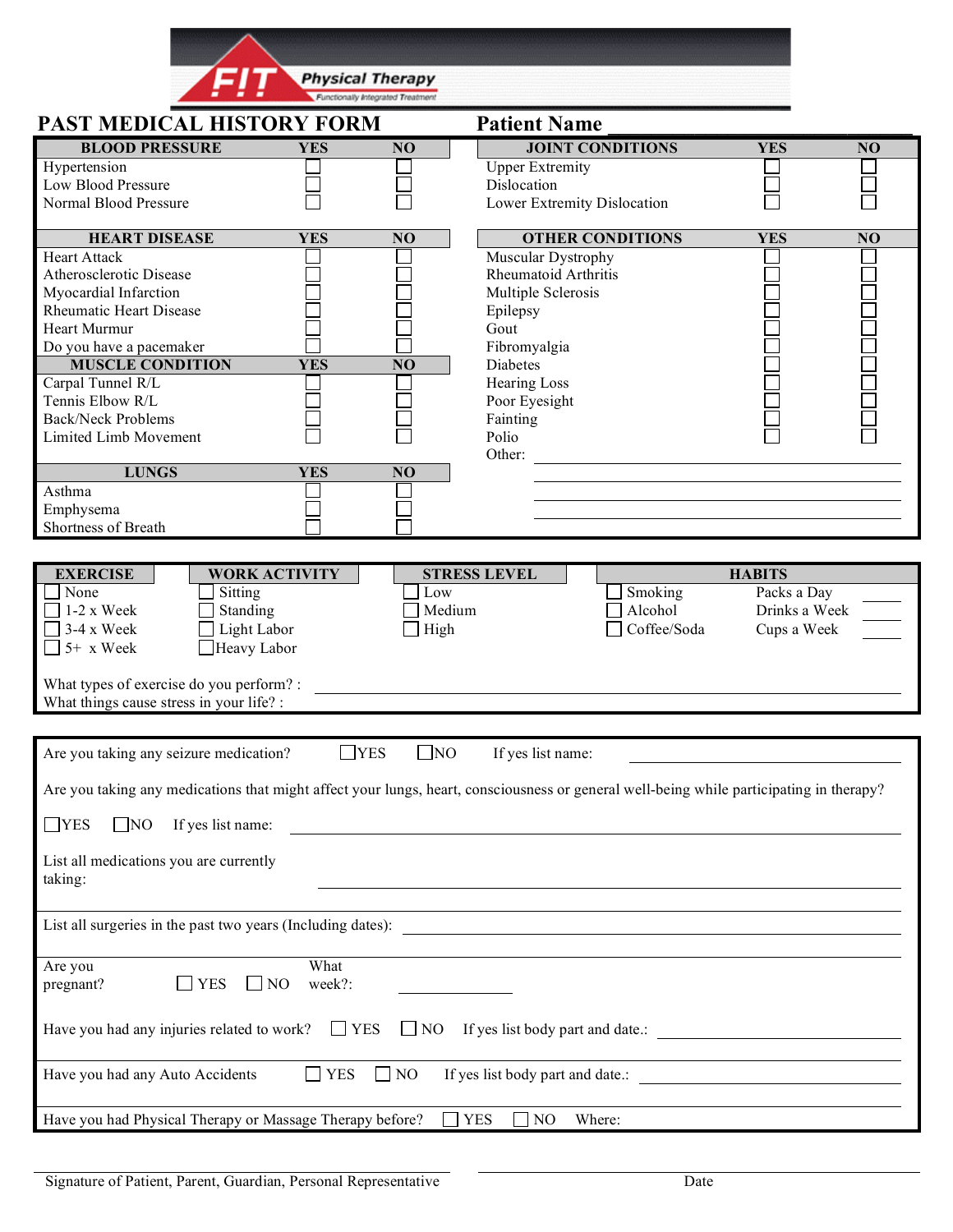FIT Physical Therapy
Functionally Integrated Treatment

# PAST MEDICAL HISTORY FORM

**Patient Name** ______________________

| BLOOD PRESSURE | YES | NO |
|---|---|---|
| Hypertension | ☐ | ☐ |
| Low Blood Pressure | ☐ | ☐ |
| Normal Blood Pressure | ☐ | ☐ |

| HEART DISEASE | YES | NO |
|---|---|---|
| Heart Attack | ☐ | ☐ |
| Atherosclerotic Disease | ☐ | ☐ |
| Myocardial Infarction | ☐ | ☐ |
| Rheumatic Heart Disease | ☐ | ☐ |
| Heart Murmur | ☐ | ☐ |
| Do you have a pacemaker | ☐ | ☐ |

| MUSCLE CONDITION | YES | NO |
|---|---|---|
| Carpal Tunnel R/L | ☐ | ☐ |
| Tennis Elbow R/L | ☐ | ☐ |
| Back/Neck Problems | ☐ | ☐ |
| Limited Limb Movement | ☐ | ☐ |

| LUNGS | YES | NO |
|---|---|---|
| Asthma | ☐ | ☐ |
| Emphysema | ☐ | ☐ |
| Shortness of Breath | ☐ | ☐ |

| JOINT CONDITIONS | YES | NO |
|---|---|---|
| Upper Extremity Dislocation | ☐ | ☐ |
| Lower Extremity Dislocation | ☐ | ☐ |

| OTHER CONDITIONS | YES | NO |
|---|---|---|
| Muscular Dystrophy | ☐ | ☐ |
| Rheumatoid Arthritis | ☐ | ☐ |
| Multiple Sclerosis | ☐ | ☐ |
| Epilepsy | ☐ | ☐ |
| Gout | ☐ | ☐ |
| Fibromyalgia | ☐ | ☐ |
| Diabetes | ☐ | ☐ |
| Hearing Loss | ☐ | ☐ |
| Poor Eyesight | ☐ | ☐ |
| Fainting | ☐ | ☐ |
| Polio | ☐ | ☐ |

Other: ______________________

| EXERCISE | WORK ACTIVITY | STRESS LEVEL | HABITS | |
|---|---|---|---|---|
| ☐ None | ☐ Sitting | ☐ Low | ☐ Smoking | Packs a Day ____ |
| ☐ 1-2 x Week | ☐ Standing | ☐ Medium | ☐ Alcohol | Drinks a Week ____ |
| ☐ 3-4 x Week | ☐ Light Labor | ☐ High | ☐ Coffee/Soda | Cups a Week ____ |
| ☐ 5+ x Week | ☐ Heavy Labor | | | |

What types of exercise do you perform? : ______________________

What things cause stress in your life? : ______________________

Are you taking any seizure medication? ☐ YES ☐ NO If yes list name: ______________________

Are you taking any medications that might affect your lungs, heart, consciousness or general well-being while participating in therapy?

☐ YES ☐ NO If yes list name: ______________________

List all medications you are currently taking: ______________________

List all surgeries in the past two years (Including dates): ______________________

Are you pregnant? ☐ YES ☐ NO What week?: ______________________

Have you had any injuries related to work? ☐ YES ☐ NO If yes list body part and date.: ______________________

Have you had any Auto Accidents ☐ YES ☐ NO If yes list body part and date.: ______________________

Have you had Physical Therapy or Massage Therapy before? ☐ YES ☐ NO Where:

______________________ Signature of Patient, Parent, Guardian, Personal Representative

______________________ Date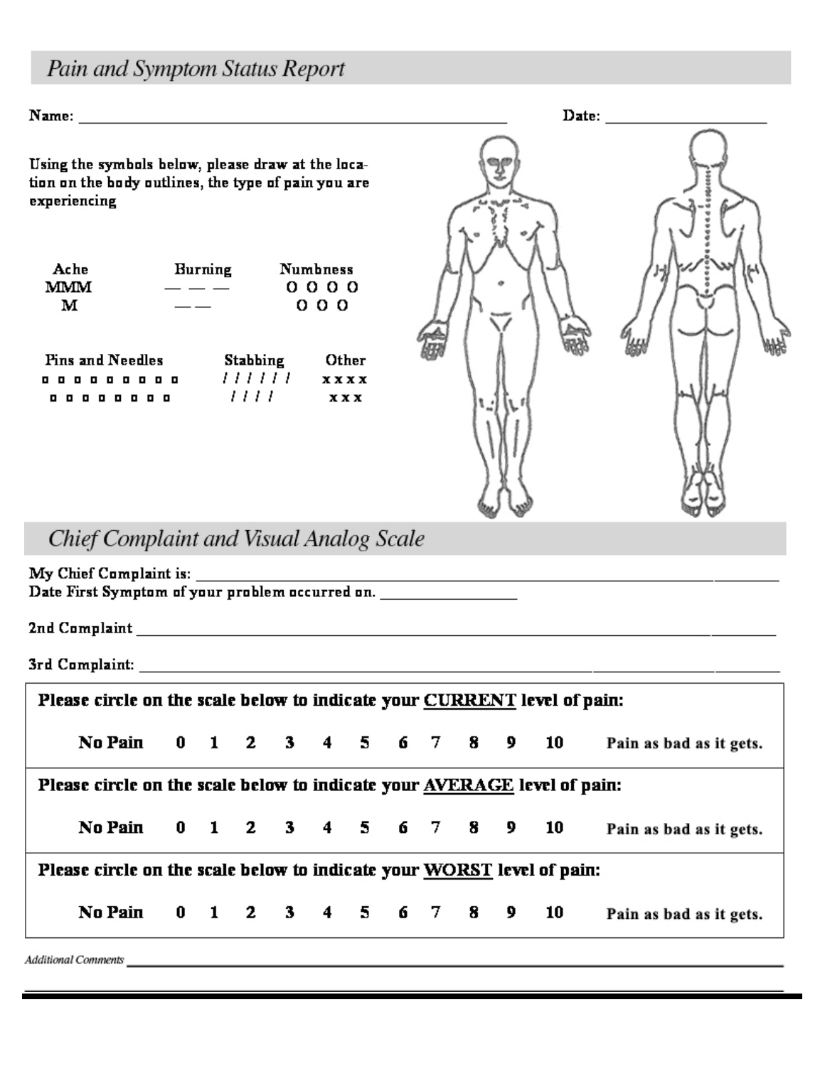## *Pain and Symptom Status Report*

Name: ______________________________ Date: ______________

Using the symbols below, please draw at the location on the body outlines, the type of pain you are experiencing

| Ache | Burning | Numbness |
| --- | --- | --- |
| MMM | — — — | O O O O |
| M | — — | O O O |

| Pins and Needles | Stabbing | Other |
| --- | --- | --- |
| □ □ □ □ □ □ □ □ □ □ | / / / / / / | x x x x |
| □ □ □ □ □ □ □ □ | / / / / | x x x |

## *Chief Complaint and Visual Analog Scale*

My Chief Complaint is: ______________________________

Date First Symptom of your problem occurred on. ______________

2nd Complaint ______________________________

3rd Complaint: ______________________________

**Please circle on the scale below to indicate your CURRENT level of pain:**

**No Pain** 0 1 2 3 4 5 6 7 8 9 10 Pain as bad as it gets.

**Please circle on the scale below to indicate your AVERAGE level of pain:**

**No Pain** 0 1 2 3 4 5 6 7 8 9 10 Pain as bad as it gets.

**Please circle on the scale below to indicate your WORST level of pain:**

**No Pain** 0 1 2 3 4 5 6 7 8 9 10 Pain as bad as it gets.

*Additional Comments* ______________________________